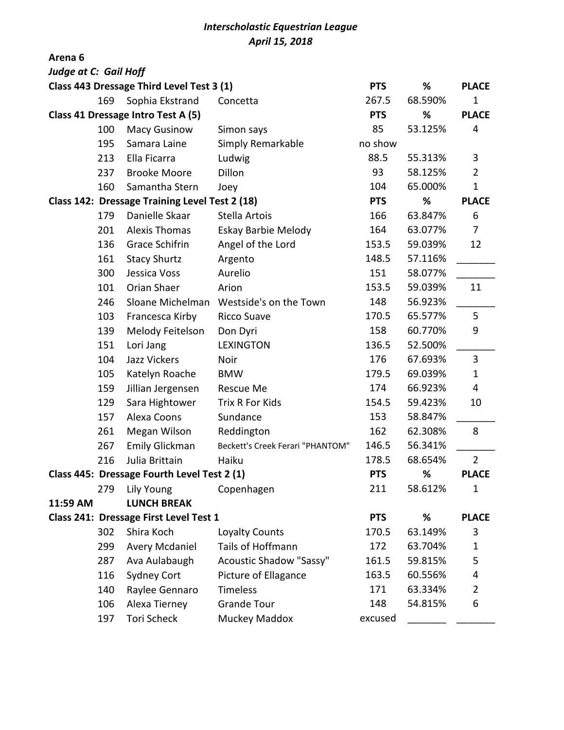# *Interscholastic Equestrian League*
## *April 15, 2018*

**Arena 6**

***Judge at C: Gail Hoff***

| | | | PTS | % | PLACE |
|---|---|---|---|---|---|
| **Class 443 Dressage Third Level Test 3 (1)** | | | **PTS** | **%** | **PLACE** |
| 169 | Sophia Ekstrand | Concetta | 267.5 | 68.590% | 1 |
| **Class 41 Dressage Intro Test A (5)** | | | **PTS** | **%** | **PLACE** |
| 100 | Macy Gusinow | Simon says | 85 | 53.125% | 4 |
| 195 | Samara Laine | Simply Remarkable | no show | | |
| 213 | Ella Ficarra | Ludwig | 88.5 | 55.313% | 3 |
| 237 | Brooke Moore | Dillon | 93 | 58.125% | 2 |
| 160 | Samantha Stern | Joey | 104 | 65.000% | 1 |
| **Class 142: Dressage Training Level Test 2 (18)** | | | **PTS** | **%** | **PLACE** |
| 179 | Danielle Skaar | Stella Artois | 166 | 63.847% | 6 |
| 201 | Alexis Thomas | Eskay Barbie Melody | 164 | 63.077% | 7 |
| 136 | Grace Schifrin | Angel of the Lord | 153.5 | 59.039% | 12 |
| 161 | Stacy Shurtz | Argento | 148.5 | 57.116% | _______ |
| 300 | Jessica Voss | Aurelio | 151 | 58.077% | _______ |
| 101 | Orian Shaer | Arion | 153.5 | 59.039% | 11 |
| 246 | Sloane Michelman | Westside's on the Town | 148 | 56.923% | _______ |
| 103 | Francesca Kirby | Ricco Suave | 170.5 | 65.577% | 5 |
| 139 | Melody Feitelson | Don Dyri | 158 | 60.770% | 9 |
| 151 | Lori Jang | LEXINGTON | 136.5 | 52.500% | _______ |
| 104 | Jazz Vickers | Noir | 176 | 67.693% | 3 |
| 105 | Katelyn Roache | BMW | 179.5 | 69.039% | 1 |
| 159 | Jillian Jergensen | Rescue Me | 174 | 66.923% | 4 |
| 129 | Sara Hightower | Trix R For Kids | 154.5 | 59.423% | 10 |
| 157 | Alexa Coons | Sundance | 153 | 58.847% | _______ |
| 261 | Megan Wilson | Reddington | 162 | 62.308% | 8 |
| 267 | Emily Glickman | Beckett's Creek Ferari "PHANTOM" | 146.5 | 56.341% | _______ |
| 216 | Julia Brittain | Haiku | 178.5 | 68.654% | 2 |
| **Class 445: Dressage Fourth Level Test 2 (1)** | | | **PTS** | **%** | **PLACE** |
| 279 | Lily Young | Copenhagen | 211 | 58.612% | 1 |
| **11:59 AM** | **LUNCH BREAK** | | | | |
| **Class 241: Dressage First Level Test 1** | | | **PTS** | **%** | **PLACE** |
| 302 | Shira Koch | Loyalty Counts | 170.5 | 63.149% | 3 |
| 299 | Avery Mcdaniel | Tails of Hoffmann | 172 | 63.704% | 1 |
| 287 | Ava Aulabaugh | Acoustic Shadow "Sassy" | 161.5 | 59.815% | 5 |
| 116 | Sydney Cort | Picture of Ellagance | 163.5 | 60.556% | 4 |
| 140 | Raylee Gennaro | Timeless | 171 | 63.334% | 2 |
| 106 | Alexa Tierney | Grande Tour | 148 | 54.815% | 6 |
| 197 | Tori Scheck | Muckey Maddox | excused | _______ | _______ |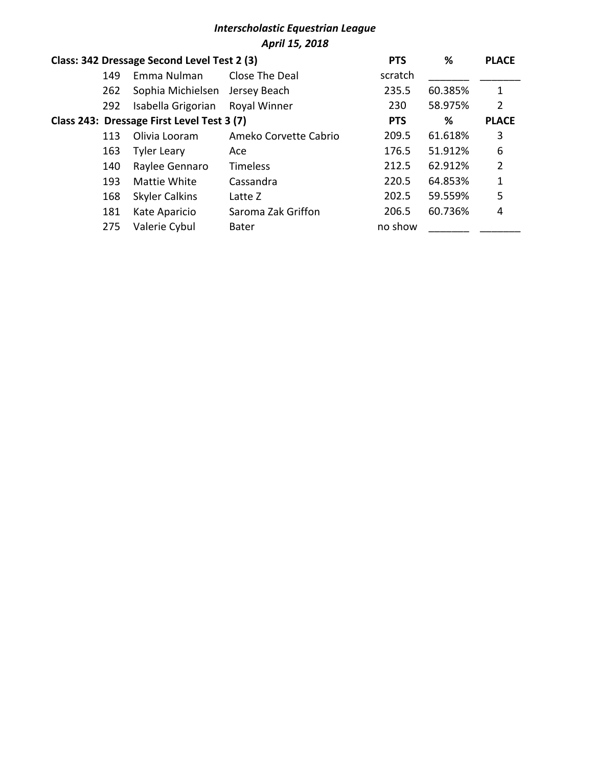***Interscholastic Equestrian League***

***April 15, 2018***

| Class: 342 Dressage Second Level Test 2 (3) | | | PTS | % | PLACE |
|---|---|---|---|---|---|
| 149 | Emma Nulman | Close The Deal | scratch | _______ | _______ |
| 262 | Sophia Michielsen | Jersey Beach | 235.5 | 60.385% | 1 |
| 292 | Isabella Grigorian | Royal Winner | 230 | 58.975% | 2 |
| **Class 243: Dressage First Level Test 3 (7)** | | | **PTS** | **%** | **PLACE** |
| 113 | Olivia Looram | Ameko Corvette Cabrio | 209.5 | 61.618% | 3 |
| 163 | Tyler Leary | Ace | 176.5 | 51.912% | 6 |
| 140 | Raylee Gennaro | Timeless | 212.5 | 62.912% | 2 |
| 193 | Mattie White | Cassandra | 220.5 | 64.853% | 1 |
| 168 | Skyler Calkins | Latte Z | 202.5 | 59.559% | 5 |
| 181 | Kate Aparicio | Saroma Zak Griffon | 206.5 | 60.736% | 4 |
| 275 | Valerie Cybul | Bater | no show | _______ | _______ |